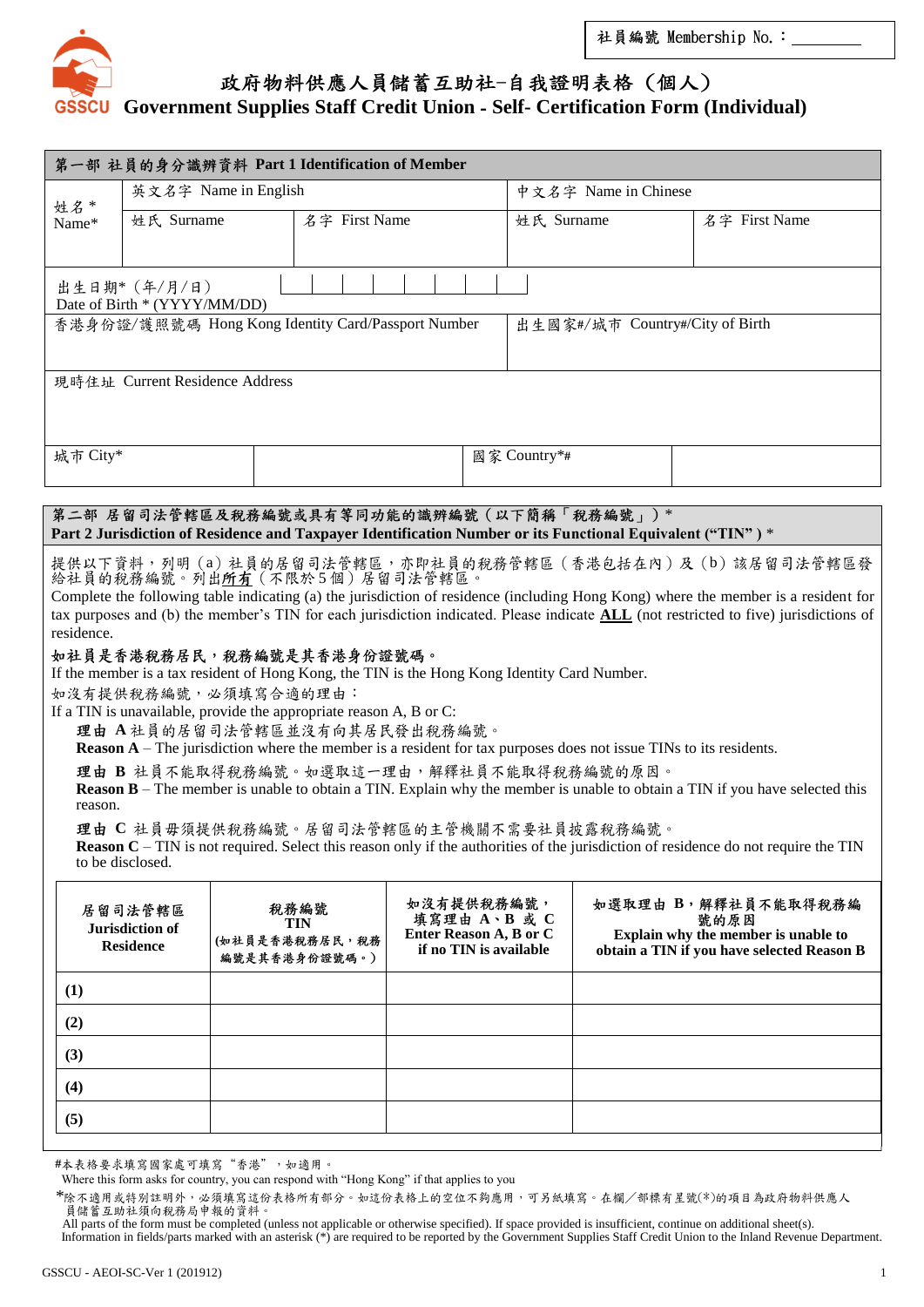社員編號 Membership No.：________

GSSCU

# 政府物料供應人員儲蓄互助社-自我證明表格（個人）
# Government Supplies Staff Credit Union - Self- Certification Form (Individual)

## 第一部 社員的身分識辨資料 Part 1 Identification of Member

| 姓名* Name* | 英文名字 Name in English | | 中文名字 Name in Chinese | |
|---|---|---|---|---|
| | 姓氏 Surname | 名字 First Name | 姓氏 Surname | 名字 First Name |
| | | | | |

出生日期*（年/月/日） Date of Birth * (YYYY/MM/DD)

| 香港身份證/護照號碼 Hong Kong Identity Card/Passport Number | 出生國家#/城市 Country#/City of Birth |
|---|---|
| | |

現時住址 Current Residence Address

| 城市 City* | | 國家 Country*# | |
|---|---|---|---|

## 第二部 居留司法管轄區及稅務編號或具有等同功能的識辨編號（以下簡稱「稅務編號」）* Part 2 Jurisdiction of Residence and Taxpayer Identification Number or its Functional Equivalent (“TIN” ) *

提供以下資料，列明（a）社員的居留司法管轄區，亦即社員的稅務管轄區（香港包括在內）及（b）該居留司法管轄區發給社員的稅務編號。列出<u>所有</u>（不限於5個）居留司法管轄區。

Complete the following table indicating (a) the jurisdiction of residence (including Hong Kong) where the member is a resident for tax purposes and (b) the member’s TIN for each jurisdiction indicated. Please indicate **<u>ALL</u>** (not restricted to five) jurisdictions of residence.

**如社員是香港稅務居民，稅務編號是其香港身份證號碼。**

If the member is a tax resident of Hong Kong, the TIN is the Hong Kong Identity Card Number.

如沒有提供稅務編號，必須填寫合適的理由：

If a TIN is unavailable, provide the appropriate reason A, B or C:

**理由 A** 社員的居留司法管轄區並沒有向其居民發出稅務編號。

**Reason A** – The jurisdiction where the member is a resident for tax purposes does not issue TINs to its residents.

**理由 B** 社員不能取得稅務編號。如選取這一理由，解釋社員不能取得稅務編號的原因。

**Reason B** – The member is unable to obtain a TIN. Explain why the member is unable to obtain a TIN if you have selected this reason.

**理由 C** 社員毋須提供稅務編號。居留司法管轄區的主管機關不需要社員披露稅務編號。

**Reason C** – TIN is not required. Select this reason only if the authorities of the jurisdiction of residence do not require the TIN to be disclosed.

| 居留司法管轄區 Jurisdiction of Residence | 稅務編號 TIN (如社員是香港稅務居民，稅務編號是其香港身份證號碼。) | 如沒有提供稅務編號，填寫理由 A、B 或 C Enter Reason A, B or C if no TIN is available | 如選取理由 B，解釋社員不能取得稅務編號的原因 Explain why the member is unable to obtain a TIN if you have selected Reason B |
|---|---|---|---|
| **(1)** | | | |
| **(2)** | | | |
| **(3)** | | | |
| **(4)** | | | |
| **(5)** | | | |

#本表格要求填寫國家處可填寫“香港”，如適用。
Where this form asks for country, you can respond with “Hong Kong” if that applies to you

*除不適用或特別註明外，必須填寫這份表格所有部分。如這份表格上的空位不夠應用，可另紙填寫。在欄／部標有星號(*)的項目為政府物料供應人員儲蓄互助社須向稅務局申報的資料。
All parts of the form must be completed (unless not applicable or otherwise specified). If space provided is insufficient, continue on additional sheet(s).
Information in fields/parts marked with an asterisk (*) are required to be reported by the Government Supplies Staff Credit Union to the Inland Revenue Department.

GSSCU - AEOI-SC-Ver 1 (201912)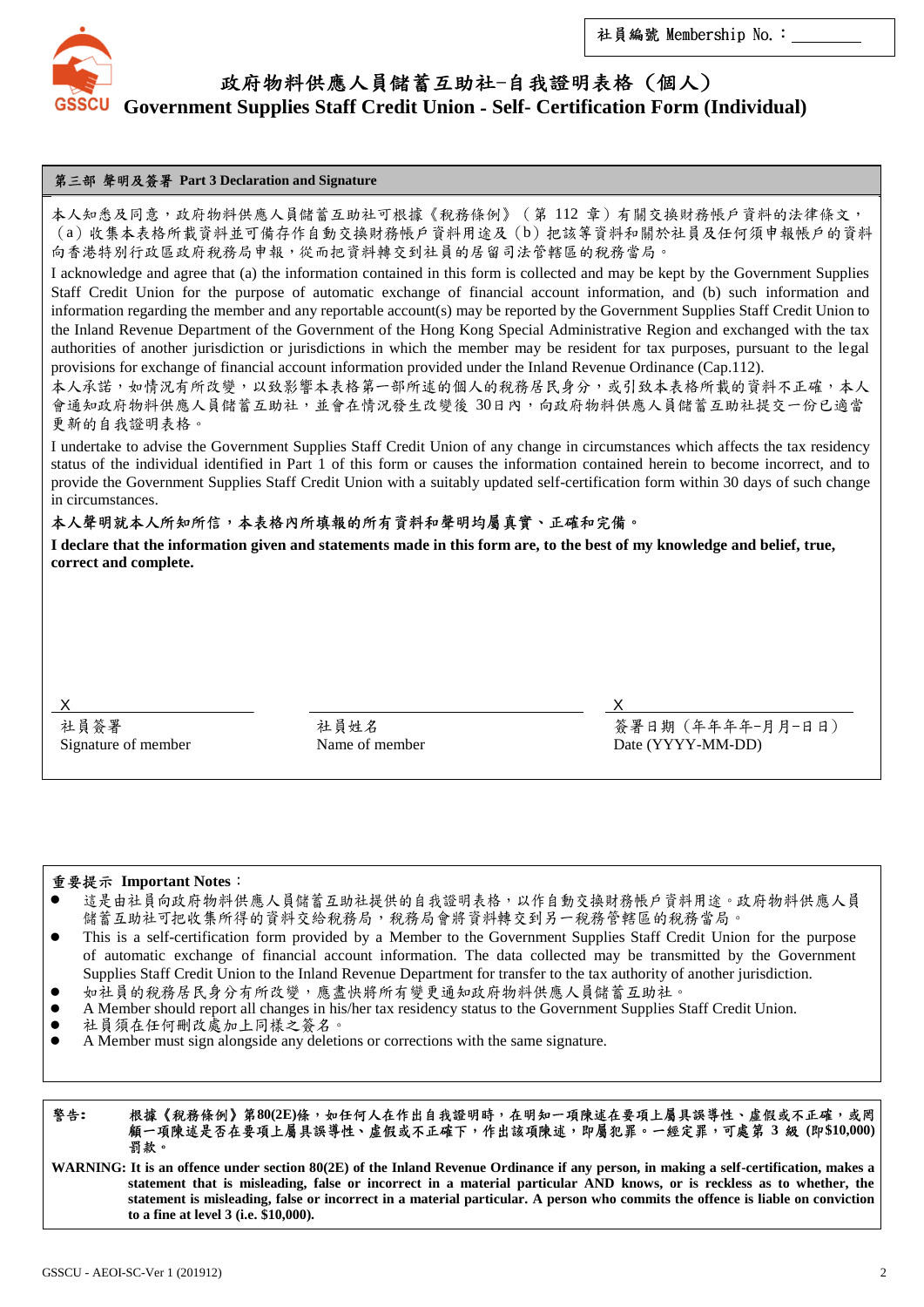社員編號 Membership No.：________

# 政府物料供應人員儲蓄互助社–自我證明表格（個人）
# Government Supplies Staff Credit Union - Self- Certification Form (Individual)

## 第三部 聲明及簽署 Part 3 Declaration and Signature

本人知悉及同意，政府物料供應人員儲蓄互助社可根據《稅務條例》（第 112 章）有關交換財務帳戶資料的法律條文，（a）收集本表格所載資料並可備存作自動交換財務帳戶資料用途及（b）把該等資料和關於社員及任何須申報帳戶的資料向香港特別行政區政府稅務局申報，從而把資料轉交到社員的居留司法管轄區的稅務當局。

I acknowledge and agree that (a) the information contained in this form is collected and may be kept by the Government Supplies Staff Credit Union for the purpose of automatic exchange of financial account information, and (b) such information and information regarding the member and any reportable account(s) may be reported by the Government Supplies Staff Credit Union to the Inland Revenue Department of the Government of the Hong Kong Special Administrative Region and exchanged with the tax authorities of another jurisdiction or jurisdictions in which the member may be resident for tax purposes, pursuant to the legal provisions for exchange of financial account information provided under the Inland Revenue Ordinance (Cap.112).

本人承諾，如情況有所改變，以致影響本表格第一部所述的個人的稅務居民身分，或引致本表格所載的資料不正確，本人會通知政府物料供應人員儲蓄互助社，並會在情況發生改變後 30日內，向政府物料供應人員儲蓄互助社提交一份已適當更新的自我證明表格。

I undertake to advise the Government Supplies Staff Credit Union of any change in circumstances which affects the tax residency status of the individual identified in Part 1 of this form or causes the information contained herein to become incorrect, and to provide the Government Supplies Staff Credit Union with a suitably updated self-certification form within 30 days of such change in circumstances.

**本人聲明就本人所知所信，本表格內所填報的所有資料和聲明均屬真實、正確和完備。**

**I declare that the information given and statements made in this form are, to the best of my knowledge and belief, true, correct and complete.**

| X ____________ | ____________ | X ____________ |
|---|---|---|
| 社員簽署<br>Signature of member | 社員姓名<br>Name of member | 簽署日期（年年年年-月月-日日）<br>Date (YYYY-MM-DD) |

**重要提示 Important Notes**：

- 這是由社員向政府物料供應人員儲蓄互助社提供的自我證明表格，以作自動交換財務帳戶資料用途。政府物料供應人員儲蓄互助社可把收集所得的資料交給稅務局，稅務局會將資料轉交到另一稅務管轄區的稅務當局。
- This is a self-certification form provided by a Member to the Government Supplies Staff Credit Union for the purpose of automatic exchange of financial account information. The data collected may be transmitted by the Government Supplies Staff Credit Union to the Inland Revenue Department for transfer to the tax authority of another jurisdiction.
- 如社員的稅務居民身分有所改變，應盡快將所有變更通知政府物料供應人員儲蓄互助社。
- A Member should report all changes in his/her tax residency status to the Government Supplies Staff Credit Union.
- 社員須在任何刪改處加上同樣之簽名。
- A Member must sign alongside any deletions or corrections with the same signature.

**警告：** 根據《稅務條例》第80(2E)條，如任何人在作出自我證明時，在明知一項陳述在要項上屬具誤導性、虛假或不正確，或罔顧一項陳述是否在要項上屬具誤導性、虛假或不正確下，作出該項陳述，即屬犯罪。一經定罪，可處第 3 級 (即$10,000) 罰款。

**WARNING: It is an offence under section 80(2E) of the Inland Revenue Ordinance if any person, in making a self-certification, makes a statement that is misleading, false or incorrect in a material particular AND knows, or is reckless as to whether, the statement is misleading, false or incorrect in a material particular. A person who commits the offence is liable on conviction to a fine at level 3 (i.e. $10,000).**

GSSCU - AEOI-SC-Ver 1 (201912)